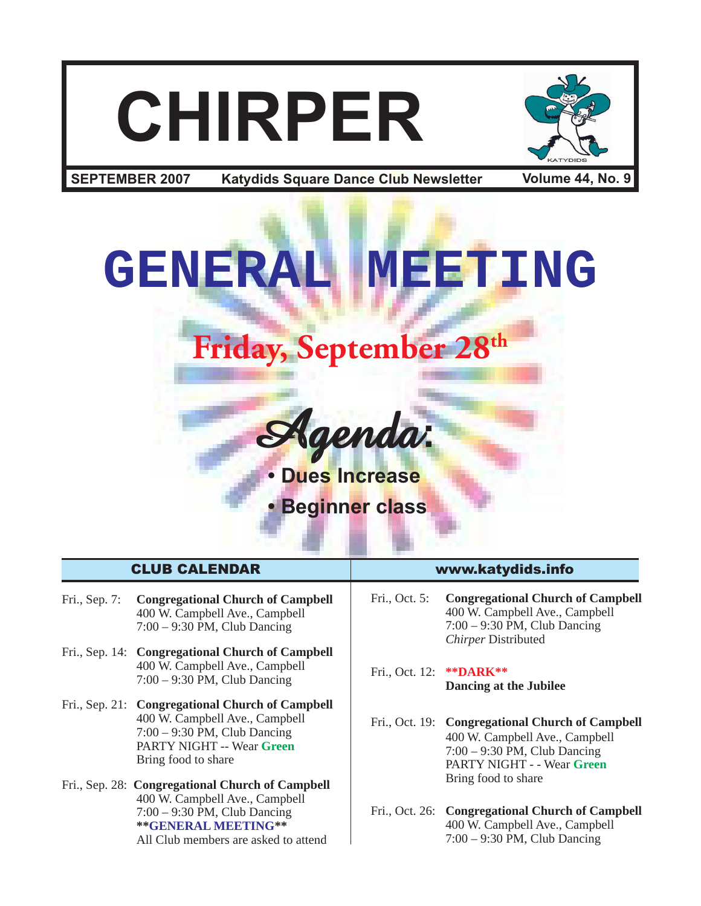# CHIRPER

**SEPTEMBER 2007** **Katydids Square Dance Club Newsletter** **Volume 44, No. 9**

# GENERAL MEETING

## Friday, September 28th

### Agenda:

- **Dues Increase**
- **Beginner class**

## CLUB CALENDAR

**www.katydids.info**

Fri., Sep. 7: **Congregational Church of Campbell**
400 W. Campbell Ave., Campbell
7:00 – 9:30 PM, Club Dancing

Fri., Sep. 14: **Congregational Church of Campbell**
400 W. Campbell Ave., Campbell
7:00 – 9:30 PM, Club Dancing

Fri., Sep. 21: **Congregational Church of Campbell**
400 W. Campbell Ave., Campbell
7:00 – 9:30 PM, Club Dancing
PARTY NIGHT -- Wear **Green**
Bring food to share

Fri., Sep. 28: **Congregational Church of Campbell**
400 W. Campbell Ave., Campbell
7:00 – 9:30 PM, Club Dancing
****GENERAL MEETING****
All Club members are asked to attend

Fri., Oct. 5: **Congregational Church of Campbell**
400 W. Campbell Ave., Campbell
7:00 – 9:30 PM, Club Dancing
*Chirper* Distributed

Fri., Oct. 12: ****DARK****
**Dancing at the Jubilee**

Fri., Oct. 19: **Congregational Church of Campbell**
400 W. Campbell Ave., Campbell
7:00 – 9:30 PM, Club Dancing
PARTY NIGHT - - Wear **Green**
Bring food to share

Fri., Oct. 26: **Congregational Church of Campbell**
400 W. Campbell Ave., Campbell
7:00 – 9:30 PM, Club Dancing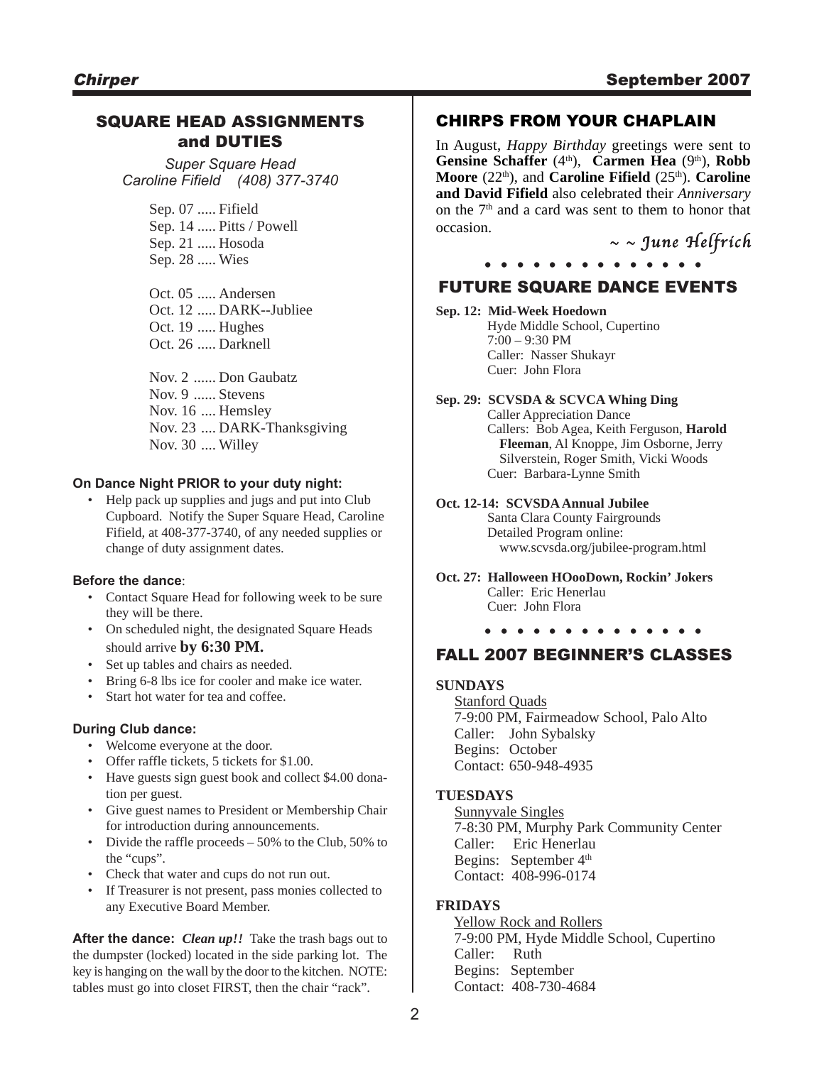## SQUARE HEAD ASSIGNMENTS and DUTIES

*Super Square Head*
*Caroline Fifield (408) 377-3740*

Sep. 07 ..... Fifield
Sep. 14 ..... Pitts / Powell
Sep. 21 ..... Hosoda
Sep. 28 ..... Wies

Oct. 05 ..... Andersen
Oct. 12 ..... DARK--Jubliee
Oct. 19 ..... Hughes
Oct. 26 ..... Darknell

Nov. 2 ...... Don Gaubatz
Nov. 9 ...... Stevens
Nov. 16 .... Hemsley
Nov. 23 .... DARK-Thanksgiving
Nov. 30 .... Willey

**On Dance Night PRIOR to your duty night:**

- Help pack up supplies and jugs and put into Club Cupboard. Notify the Super Square Head, Caroline Fifield, at 408-377-3740, of any needed supplies or change of duty assignment dates.

**Before the dance**:

- Contact Square Head for following week to be sure they will be there.
- On scheduled night, the designated Square Heads should arrive **by 6:30 PM.**
- Set up tables and chairs as needed.
- Bring 6-8 lbs ice for cooler and make ice water.
- Start hot water for tea and coffee.

**During Club dance:**

- Welcome everyone at the door.
- Offer raffle tickets, 5 tickets for $1.00.
- Have guests sign guest book and collect $4.00 donation per guest.
- Give guest names to President or Membership Chair for introduction during announcements.
- Divide the raffle proceeds – 50% to the Club, 50% to the "cups".
- Check that water and cups do not run out.
- If Treasurer is not present, pass monies collected to any Executive Board Member.

**After the dance:** ***Clean up!!*** Take the trash bags out to the dumpster (locked) located in the side parking lot. The key is hanging on the wall by the door to the kitchen. NOTE: tables must go into closet FIRST, then the chair "rack".

## CHIRPS FROM YOUR CHAPLAIN

In August, *Happy Birthday* greetings were sent to **Gensine Schaffer** (4th), **Carmen Hea** (9th), **Robb Moore** (22th), and **Caroline Fifield** (25th). **Caroline and David Fifield** also celebrated their *Anniversary* on the 7th and a card was sent to them to honor that occasion.

*~ ~ June Helfrich*

## FUTURE SQUARE DANCE EVENTS

**Sep. 12: Mid-Week Hoedown**
Hyde Middle School, Cupertino
7:00 – 9:30 PM
Caller: Nasser Shukayr
Cuer: John Flora

**Sep. 29: SCVSDA & SCVCA Whing Ding**
Caller Appreciation Dance
Callers: Bob Agea, Keith Ferguson, **Harold Fleeman**, Al Knoppe, Jim Osborne, Jerry Silverstein, Roger Smith, Vicki Woods
Cuer: Barbara-Lynne Smith

**Oct. 12-14: SCVSDA Annual Jubilee**
Santa Clara County Fairgrounds
Detailed Program online:
www.scvsda.org/jubilee-program.html

**Oct. 27: Halloween HOooDown, Rockin' Jokers**
Caller: Eric Henerlau
Cuer: John Flora

## FALL 2007 BEGINNER'S CLASSES

**SUNDAYS**

Stanford Quads
7-9:00 PM, Fairmeadow School, Palo Alto
Caller: John Sybalsky
Begins: October
Contact: 650-948-4935

**TUESDAYS**

Sunnyvale Singles
7-8:30 PM, Murphy Park Community Center
Caller: Eric Henerlau
Begins: September 4th
Contact: 408-996-0174

**FRIDAYS**

Yellow Rock and Rollers
7-9:00 PM, Hyde Middle School, Cupertino
Caller: Ruth
Begins: September
Contact: 408-730-4684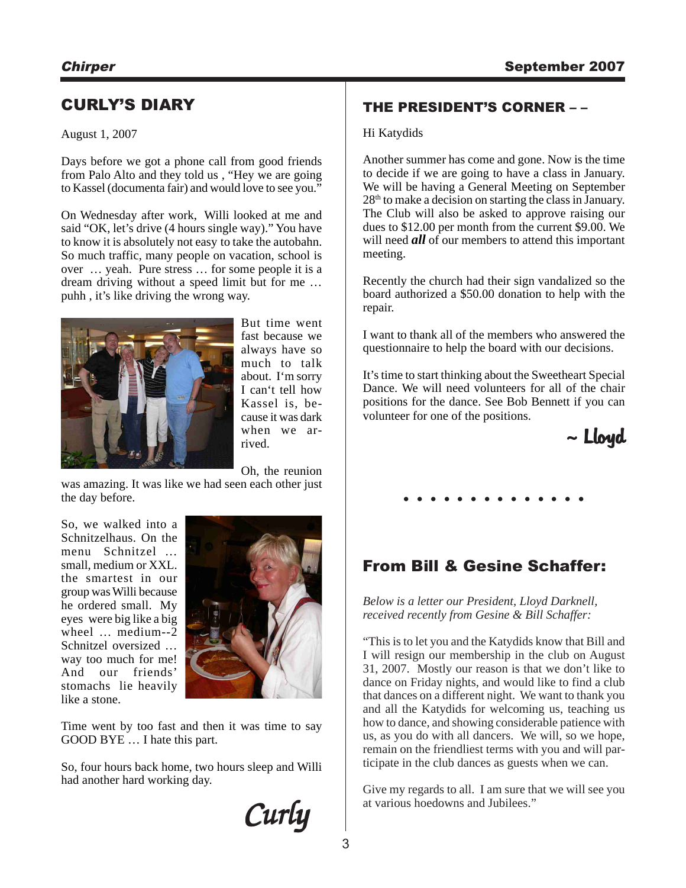## CURLY'S DIARY

August 1, 2007

Days before we got a phone call from good friends from Palo Alto and they told us , "Hey we are going to Kassel (documenta fair) and would love to see you."

On Wednesday after work, Willi looked at me and said "OK, let's drive (4 hours single way)." You have to know it is absolutely not easy to take the autobahn. So much traffic, many people on vacation, school is over … yeah. Pure stress … for some people it is a dream driving without a speed limit but for me … puhh , it's like driving the wrong way.

But time went fast because we always have so much to talk about. I'm sorry I can't tell how Kassel is, because it was dark when we arrived.

Oh, the reunion was amazing. It was like we had seen each other just the day before.

So, we walked into a Schnitzelhaus. On the menu Schnitzel … small, medium or XXL. the smartest in our group was Willi because he ordered small. My eyes were big like a big wheel … medium--2 Schnitzel oversized … way too much for me! And our friends' stomachs lie heavily like a stone.

Time went by too fast and then it was time to say GOOD BYE … I hate this part.

So, four hours back home, two hours sleep and Willi had another hard working day.

*Curly*

### THE PRESIDENT'S CORNER – –

Hi Katydids

Another summer has come and gone. Now is the time to decide if we are going to have a class in January. We will be having a General Meeting on September 28th to make a decision on starting the class in January. The Club will also be asked to approve raising our dues to $12.00 per month from the current $9.00. We will need ***all*** of our members to attend this important meeting.

Recently the church had their sign vandalized so the board authorized a $50.00 donation to help with the repair.

I want to thank all of the members who answered the questionnaire to help the board with our decisions.

It's time to start thinking about the Sweetheart Special Dance. We will need volunteers for all of the chair positions for the dance. See Bob Bennett if you can volunteer for one of the positions.

*~ Lloyd*

• • • • • • • • • • • • • • •

## From Bill & Gesine Schaffer:

*Below is a letter our President, Lloyd Darknell, received recently from Gesine & Bill Schaffer:*

"This is to let you and the Katydids know that Bill and I will resign our membership in the club on August 31, 2007. Mostly our reason is that we don't like to dance on Friday nights, and would like to find a club that dances on a different night. We want to thank you and all the Katydids for welcoming us, teaching us how to dance, and showing considerable patience with us, as you do with all dancers. We will, so we hope, remain on the friendliest terms with you and will participate in the club dances as guests when we can.

Give my regards to all. I am sure that we will see you at various hoedowns and Jubilees."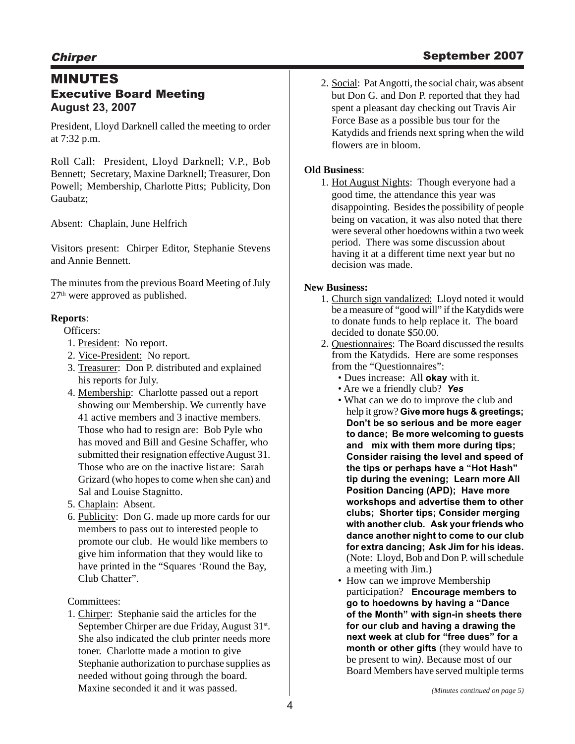# MINUTES

## Executive Board Meeting

### August 23, 2007

President, Lloyd Darknell called the meeting to order at 7:32 p.m.

Roll Call: President, Lloyd Darknell; V.P., Bob Bennett; Secretary, Maxine Darknell; Treasurer, Don Powell; Membership, Charlotte Pitts; Publicity, Don Gaubatz;

Absent: Chaplain, June Helfrich

Visitors present: Chirper Editor, Stephanie Stevens and Annie Bennett.

The minutes from the previous Board Meeting of July 27th were approved as published.

**Reports**:

Officers:

1. President: No report.
2. Vice-President: No report.
3. Treasurer: Don P. distributed and explained his reports for July.
4. Membership: Charlotte passed out a report showing our Membership. We currently have 41 active members and 3 inactive members. Those who had to resign are: Bob Pyle who has moved and Bill and Gesine Schaffer, who submitted their resignation effective August 31. Those who are on the inactive list are: Sarah Grizard (who hopes to come when she can) and Sal and Louise Stagnitto.
5. Chaplain: Absent.
6. Publicity: Don G. made up more cards for our members to pass out to interested people to promote our club. He would like members to give him information that they would like to have printed in the "Squares 'Round the Bay, Club Chatter".

Committees:

1. Chirper: Stephanie said the articles for the September Chirper are due Friday, August 31st. She also indicated the club printer needs more toner. Charlotte made a motion to give Stephanie authorization to purchase supplies as needed without going through the board. Maxine seconded it and it was passed.
2. Social: Pat Angotti, the social chair, was absent but Don G. and Don P. reported that they had spent a pleasant day checking out Travis Air Force Base as a possible bus tour for the Katydids and friends next spring when the wild flowers are in bloom.

**Old Business**:

1. Hot August Nights: Though everyone had a good time, the attendance this year was disappointing. Besides the possibility of people being on vacation, it was also noted that there were several other hoedowns within a two week period. There was some discussion about having it at a different time next year but no decision was made.

**New Business:**

1. Church sign vandalized: Lloyd noted it would be a measure of "good will" if the Katydids were to donate funds to help replace it. The board decided to donate $50.00.
2. Questionnaires: The Board discussed the results from the Katydids. Here are some responses from the "Questionnaires":
   - Dues increase: All **okay** with it.
   - Are we a friendly club? ***Yes***
   - What can we do to improve the club and help it grow? **Give more hugs & greetings; Don't be so serious and be more eager to dance; Be more welcoming to guests and mix with them more during tips; Consider raising the level and speed of the tips or perhaps have a "Hot Hash" tip during the evening; Learn more All Position Dancing (APD); Have more workshops and advertise them to other clubs; Shorter tips; Consider merging with another club. Ask your friends who dance another night to come to our club for extra dancing; Ask Jim for his ideas.** (Note: Lloyd, Bob and Don P. will schedule a meeting with Jim.)
   - How can we improve Membership participation? **Encourage members to go to hoedowns by having a "Dance of the Month" with sign-in sheets there for our club and having a drawing the next week at club for "free dues" for a month or other gifts** (they would have to be present to win*)*. Because most of our Board Members have served multiple terms

*(Minutes continued on page 5)*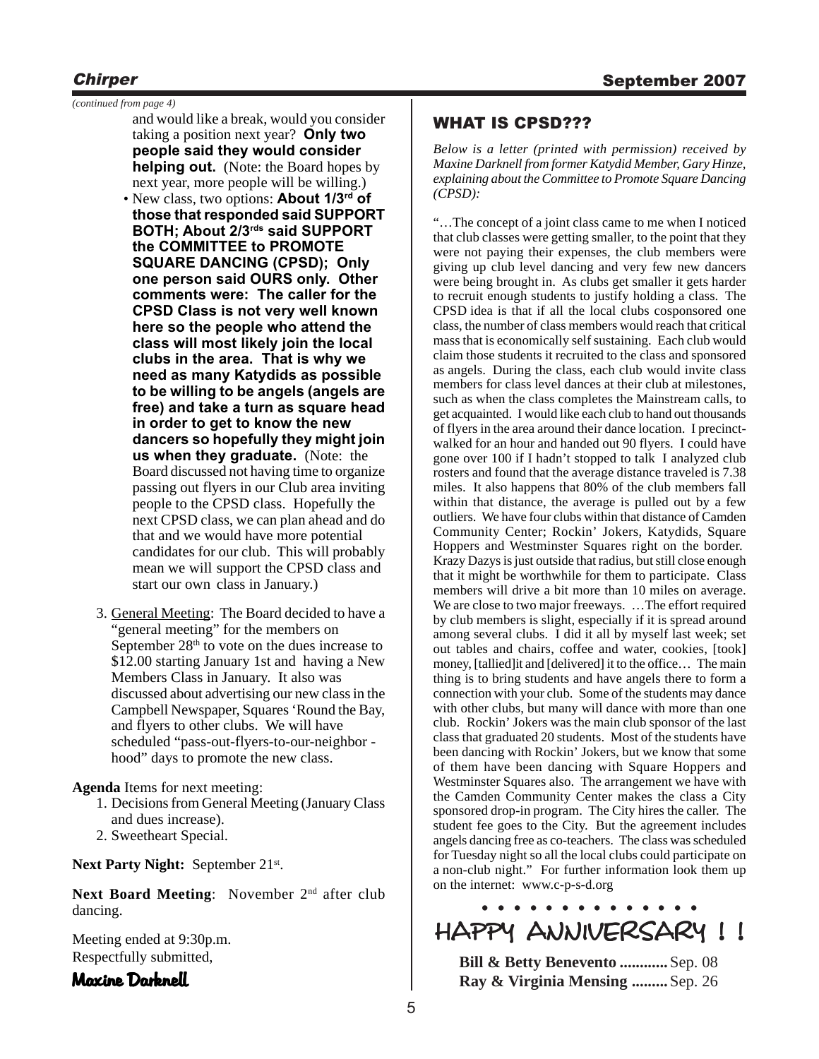*(continued from page 4)*

and would like a break, would you consider taking a position next year? **Only two people said they would consider helping out.** (Note: the Board hopes by next year, more people will be willing.)

- New class, two options: **About 1/3rd of those that responded said SUPPORT BOTH; About 2/3rds said SUPPORT the COMMITTEE to PROMOTE SQUARE DANCING (CPSD); Only one person said OURS only. Other comments were: The caller for the CPSD Class is not very well known here so the people who attend the class will most likely join the local clubs in the area. That is why we need as many Katydids as possible to be willing to be angels (angels are free) and take a turn as square head in order to get to know the new dancers so hopefully they might join us when they graduate.** (Note: the Board discussed not having time to organize passing out flyers in our Club area inviting people to the CPSD class. Hopefully the next CPSD class, we can plan ahead and do that and we would have more potential candidates for our club. This will probably mean we will support the CPSD class and start our own class in January.)

3. General Meeting: The Board decided to have a "general meeting" for the members on September 28th to vote on the dues increase to $12.00 starting January 1st and having a New Members Class in January. It also was discussed about advertising our new class in the Campbell Newspaper, Squares 'Round the Bay, and flyers to other clubs. We will have scheduled "pass-out-flyers-to-our-neighbor - hood" days to promote the new class.

**Agenda** Items for next meeting:

1. Decisions from General Meeting (January Class and dues increase).
2. Sweetheart Special.

**Next Party Night:** September 21st.

**Next Board Meeting**: November 2nd after club dancing.

Meeting ended at 9:30p.m.
Respectfully submitted,

**Maxine Darknell**

## WHAT IS CPSD???

*Below is a letter (printed with permission) received by Maxine Darknell from former Katydid Member, Gary Hinze, explaining about the Committee to Promote Square Dancing (CPSD):*

"…The concept of a joint class came to me when I noticed that club classes were getting smaller, to the point that they were not paying their expenses, the club members were giving up club level dancing and very few new dancers were being brought in. As clubs get smaller it gets harder to recruit enough students to justify holding a class. The CPSD idea is that if all the local clubs cosponsored one class, the number of class members would reach that critical mass that is economically self sustaining. Each club would claim those students it recruited to the class and sponsored as angels. During the class, each club would invite class members for class level dances at their club at milestones, such as when the class completes the Mainstream calls, to get acquainted. I would like each club to hand out thousands of flyers in the area around their dance location. I precinct-walked for an hour and handed out 90 flyers. I could have gone over 100 if I hadn't stopped to talk I analyzed club rosters and found that the average distance traveled is 7.38 miles. It also happens that 80% of the club members fall within that distance, the average is pulled out by a few outliers. We have four clubs within that distance of Camden Community Center; Rockin' Jokers, Katydids, Square Hoppers and Westminster Squares right on the border. Krazy Dazys is just outside that radius, but still close enough that it might be worthwhile for them to participate. Class members will drive a bit more than 10 miles on average. We are close to two major freeways. …The effort required by club members is slight, especially if it is spread around among several clubs. I did it all by myself last week; set out tables and chairs, coffee and water, cookies, [took] money, [tallied]it and [delivered] it to the office… The main thing is to bring students and have angels there to form a connection with your club. Some of the students may dance with other clubs, but many will dance with more than one club. Rockin' Jokers was the main club sponsor of the last class that graduated 20 students. Most of the students have been dancing with Rockin' Jokers, but we know that some of them have been dancing with Square Hoppers and Westminster Squares also. The arrangement we have with the Camden Community Center makes the class a City sponsored drop-in program. The City hires the caller. The student fee goes to the City. But the agreement includes angels dancing free as co-teachers. The class was scheduled for Tuesday night so all the local clubs could participate on a non-club night." For further information look them up on the internet: www.c-p-s-d.org

## HAPPY ANNIVERSARY ! !

**Bill & Betty Benevento ............** Sep. 08
**Ray & Virginia Mensing .........** Sep. 26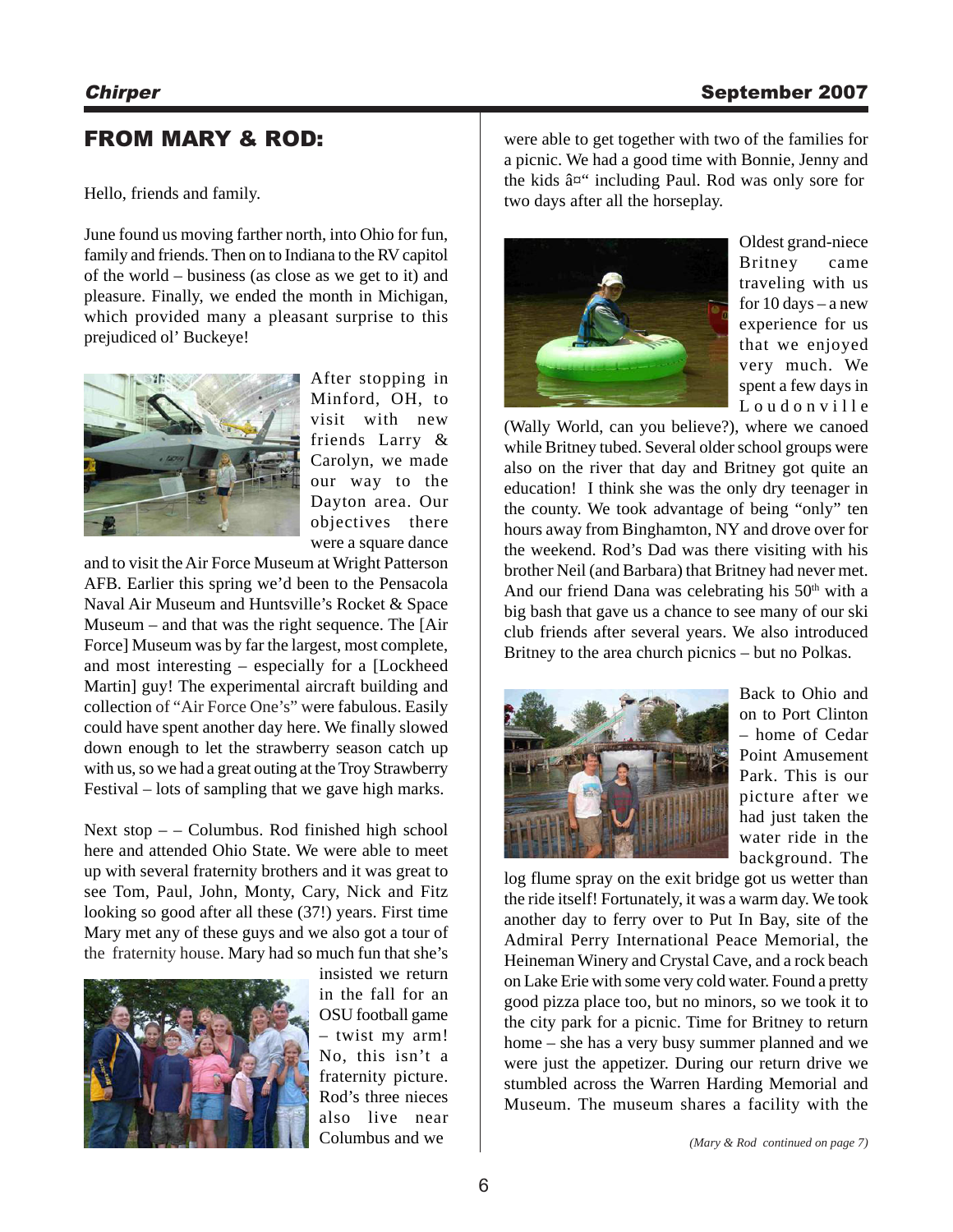## FROM MARY & ROD:

Hello, friends and family.

June found us moving farther north, into Ohio for fun, family and friends. Then on to Indiana to the RV capitol of the world – business (as close as we get to it) and pleasure. Finally, we ended the month in Michigan, which provided many a pleasant surprise to this prejudiced ol' Buckeye!

After stopping in Minford, OH, to visit with new friends Larry & Carolyn, we made our way to the Dayton area. Our objectives there were a square dance and to visit the Air Force Museum at Wright Patterson AFB. Earlier this spring we'd been to the Pensacola Naval Air Museum and Huntsville's Rocket & Space Museum – and that was the right sequence. The [Air Force] Museum was by far the largest, most complete, and most interesting – especially for a [Lockheed Martin] guy! The experimental aircraft building and collection of "Air Force One's" were fabulous. Easily could have spent another day here. We finally slowed down enough to let the strawberry season catch up with us, so we had a great outing at the Troy Strawberry Festival – lots of sampling that we gave high marks.

Next stop – – Columbus. Rod finished high school here and attended Ohio State. We were able to meet up with several fraternity brothers and it was great to see Tom, Paul, John, Monty, Cary, Nick and Fitz looking so good after all these (37!) years. First time Mary met any of these guys and we also got a tour of the fraternity house. Mary had so much fun that she's insisted we return in the fall for an OSU football game – twist my arm! No, this isn't a fraternity picture. Rod's three nieces also live near Columbus and we were able to get together with two of the families for a picnic. We had a good time with Bonnie, Jenny and the kids â¤" including Paul. Rod was only sore for two days after all the horseplay.

Oldest grand-niece Britney came traveling with us for 10 days – a new experience for us that we enjoyed very much. We spent a few days in Loudonville (Wally World, can you believe?), where we canoed while Britney tubed. Several older school groups were also on the river that day and Britney got quite an education! I think she was the only dry teenager in the county. We took advantage of being "only" ten hours away from Binghamton, NY and drove over for the weekend. Rod's Dad was there visiting with his brother Neil (and Barbara) that Britney had never met. And our friend Dana was celebrating his 50th with a big bash that gave us a chance to see many of our ski club friends after several years. We also introduced Britney to the area church picnics – but no Polkas.

Back to Ohio and on to Port Clinton – home of Cedar Point Amusement Park. This is our picture after we had just taken the water ride in the background. The log flume spray on the exit bridge got us wetter than the ride itself! Fortunately, it was a warm day. We took another day to ferry over to Put In Bay, site of the Admiral Perry International Peace Memorial, the Heineman Winery and Crystal Cave, and a rock beach on Lake Erie with some very cold water. Found a pretty good pizza place too, but no minors, so we took it to the city park for a picnic. Time for Britney to return home – she has a very busy summer planned and we were just the appetizer. During our return drive we stumbled across the Warren Harding Memorial and Museum. The museum shares a facility with the

*(Mary & Rod continued on page 7)*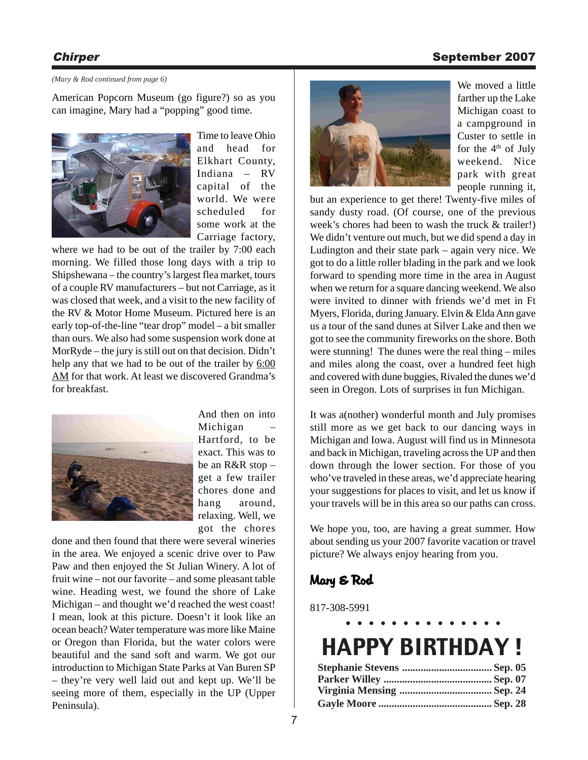*(Mary & Rod continued from page 6)*

American Popcorn Museum (go figure?) so as you can imagine, Mary had a "popping" good time.

Time to leave Ohio and head for Elkhart County, Indiana – RV capital of the world. We were scheduled for some work at the Carriage factory, where we had to be out of the trailer by 7:00 each morning. We filled those long days with a trip to Shipshewana – the country's largest flea market, tours of a couple RV manufacturers – but not Carriage, as it was closed that week, and a visit to the new facility of the RV & Motor Home Museum. Pictured here is an early top-of-the-line "tear drop" model – a bit smaller than ours. We also had some suspension work done at MorRyde – the jury is still out on that decision. Didn't help any that we had to be out of the trailer by 6:00 AM for that work. At least we discovered Grandma's for breakfast.

And then on into Michigan – Hartford, to be exact. This was to be an R&R stop – get a few trailer chores done and hang around, relaxing. Well, we got the chores done and then found that there were several wineries in the area. We enjoyed a scenic drive over to Paw Paw and then enjoyed the St Julian Winery. A lot of fruit wine – not our favorite – and some pleasant table wine. Heading west, we found the shore of Lake Michigan – and thought we'd reached the west coast! I mean, look at this picture. Doesn't it look like an ocean beach? Water temperature was more like Maine or Oregon than Florida, but the water colors were beautiful and the sand soft and warm. We got our introduction to Michigan State Parks at Van Buren SP – they're very well laid out and kept up. We'll be seeing more of them, especially in the UP (Upper Peninsula).

We moved a little farther up the Lake Michigan coast to a campground in Custer to settle in for the 4th of July weekend. Nice park with great people running it, but an experience to get there! Twenty-five miles of sandy dusty road. (Of course, one of the previous week's chores had been to wash the truck & trailer!) We didn't venture out much, but we did spend a day in Ludington and their state park – again very nice. We got to do a little roller blading in the park and we look forward to spending more time in the area in August when we return for a square dancing weekend. We also were invited to dinner with friends we'd met in Ft Myers, Florida, during January. Elvin & Elda Ann gave us a tour of the sand dunes at Silver Lake and then we got to see the community fireworks on the shore. Both were stunning! The dunes were the real thing – miles and miles along the coast, over a hundred feet high and covered with dune buggies, Rivaled the dunes we'd seen in Oregon. Lots of surprises in fun Michigan.

It was a(nother) wonderful month and July promises still more as we get back to our dancing ways in Michigan and Iowa. August will find us in Minnesota and back in Michigan, traveling across the UP and then down through the lower section. For those of you who've traveled in these areas, we'd appreciate hearing your suggestions for places to visit, and let us know if your travels will be in this area so our paths can cross.

We hope you, too, are having a great summer. How about sending us your 2007 favorite vacation or travel picture? We always enjoy hearing from you.

**Mary & Rod**

817-308-5991

# HAPPY BIRTHDAY !

**Stephanie Stevens .................................. Sep. 05**
**Parker Willey ......................................... Sep. 07**
**Virginia Mensing .................................. Sep. 24**
**Gayle Moore .......................................... Sep. 28**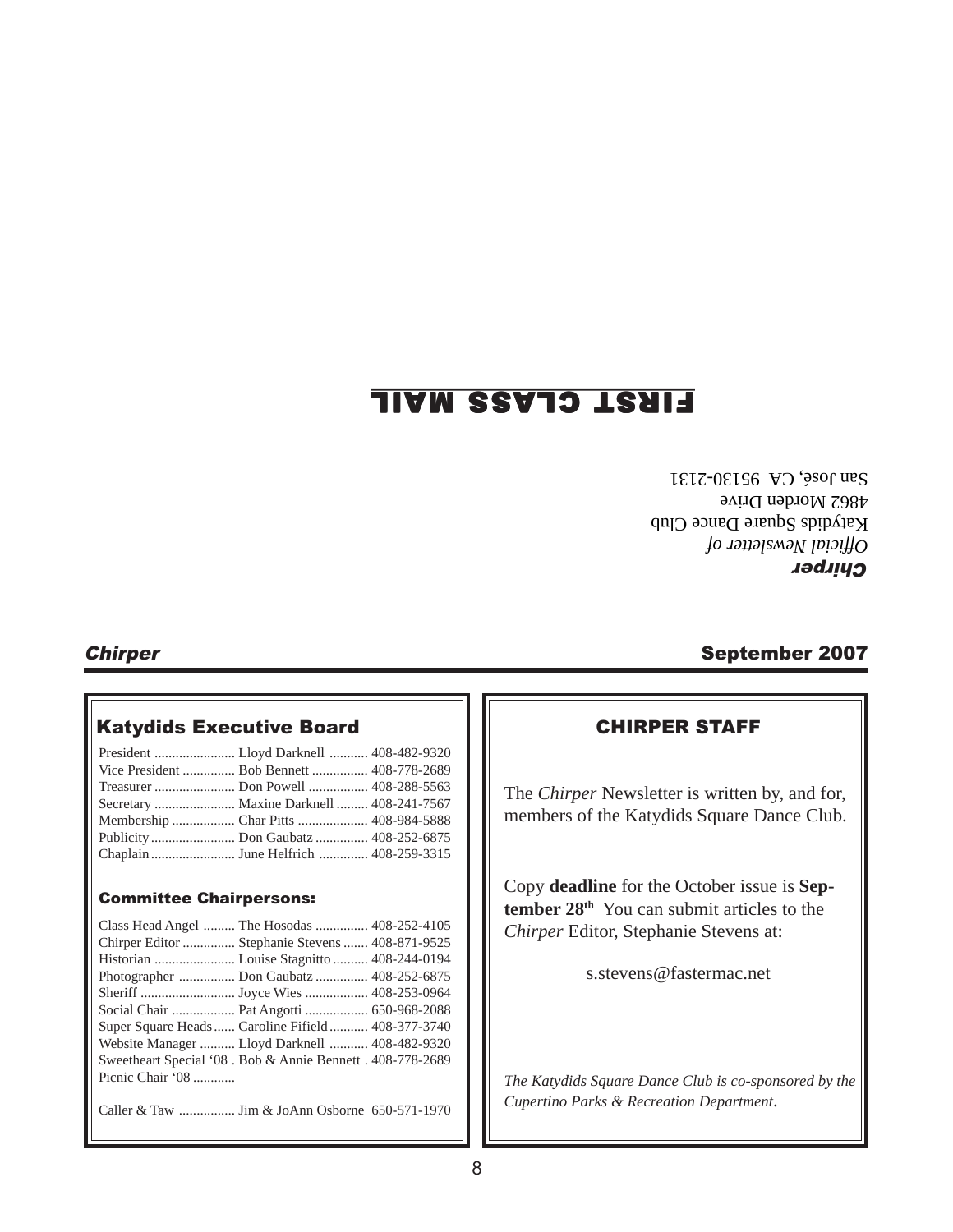**FIRST CLASS MAIL**

***Chirper***
*Official Newsletter of*
Katydids Square Dance Club
4862 Morden Drive
San José, CA 95130-2131

## Katydids Executive Board

| | | |
|---|---|---|
| President | Lloyd Darknell | 408-482-9320 |
| Vice President | Bob Bennett | 408-778-2689 |
| Treasurer | Don Powell | 408-288-5563 |
| Secretary | Maxine Darknell | 408-241-7567 |
| Membership | Char Pitts | 408-984-5888 |
| Publicity | Don Gaubatz | 408-252-6875 |
| Chaplain | June Helfrich | 408-259-3315 |

### Committee Chairpersons:

| | | |
|---|---|---|
| Class Head Angel | The Hosodas | 408-252-4105 |
| Chirper Editor | Stephanie Stevens | 408-871-9525 |
| Historian | Louise Stagnitto | 408-244-0194 |
| Photographer | Don Gaubatz | 408-252-6875 |
| Sheriff | Joyce Wies | 408-253-0964 |
| Social Chair | Pat Angotti | 650-968-2088 |
| Super Square Heads | Caroline Fifield | 408-377-3740 |
| Website Manager | Lloyd Darknell | 408-482-9320 |
| Sweetheart Special '08 | Bob & Annie Bennett | 408-778-2689 |
| Picnic Chair '08 | | |
| Caller & Taw | Jim & JoAnn Osborne | 650-571-1970 |

## CHIRPER STAFF

The *Chirper* Newsletter is written by, and for, members of the Katydids Square Dance Club.

Copy **deadline** for the October issue is **September 28th** You can submit articles to the *Chirper* Editor, Stephanie Stevens at:

s.stevens@fastermac.net

*The Katydids Square Dance Club is co-sponsored by the Cupertino Parks & Recreation Department.*